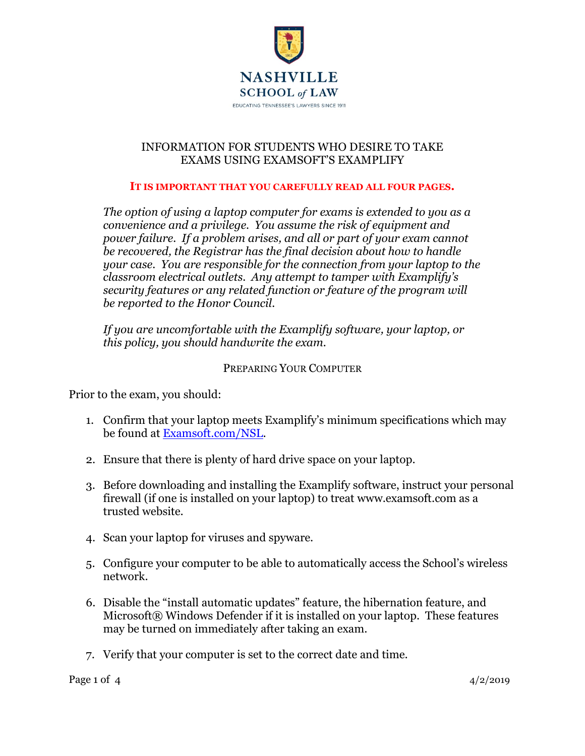NASHVILLE
SCHOOL *of* LAW
EDUCATING TENNESSEE'S LAWYERS SINCE 1911

# INFORMATION FOR STUDENTS WHO DESIRE TO TAKE EXAMS USING EXAMSOFT'S EXAMPLIFY

**IT IS IMPORTANT THAT YOU CAREFULLY READ ALL FOUR PAGES.**

*The option of using a laptop computer for exams is extended to you as a convenience and a privilege. You assume the risk of equipment and power failure. If a problem arises, and all or part of your exam cannot be recovered, the Registrar has the final decision about how to handle your case. You are responsible for the connection from your laptop to the classroom electrical outlets. Any attempt to tamper with Examplify's security features or any related function or feature of the program will be reported to the Honor Council.*

*If you are uncomfortable with the Examplify software, your laptop, or this policy, you should handwrite the exam.*

## PREPARING YOUR COMPUTER

Prior to the exam, you should:

1. Confirm that your laptop meets Examplify's minimum specifications which may be found at [Examsoft.com/NSL](Examsoft.com/NSL).
2. Ensure that there is plenty of hard drive space on your laptop.
3. Before downloading and installing the Examplify software, instruct your personal firewall (if one is installed on your laptop) to treat www.examsoft.com as a trusted website.
4. Scan your laptop for viruses and spyware.
5. Configure your computer to be able to automatically access the School's wireless network.
6. Disable the "install automatic updates" feature, the hibernation feature, and Microsoft® Windows Defender if it is installed on your laptop. These features may be turned on immediately after taking an exam.
7. Verify that your computer is set to the correct date and time.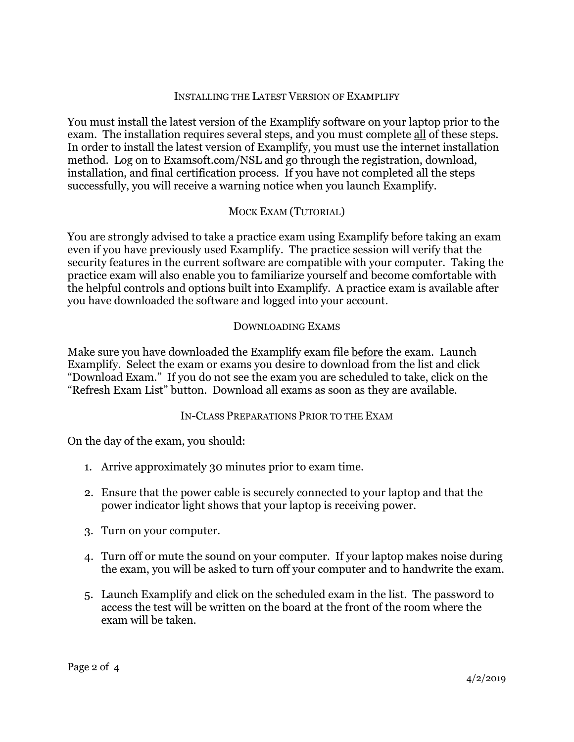## Installing the Latest Version of Examplify

You must install the latest version of the Examplify software on your laptop prior to the exam. The installation requires several steps, and you must complete <u>all</u> of these steps. In order to install the latest version of Examplify, you must use the internet installation method. Log on to Examsoft.com/NSL and go through the registration, download, installation, and final certification process. If you have not completed all the steps successfully, you will receive a warning notice when you launch Examplify.

## Mock Exam (Tutorial)

You are strongly advised to take a practice exam using Examplify before taking an exam even if you have previously used Examplify. The practice session will verify that the security features in the current software are compatible with your computer. Taking the practice exam will also enable you to familiarize yourself and become comfortable with the helpful controls and options built into Examplify. A practice exam is available after you have downloaded the software and logged into your account.

## Downloading Exams

Make sure you have downloaded the Examplify exam file <u>before</u> the exam. Launch Examplify. Select the exam or exams you desire to download from the list and click "Download Exam." If you do not see the exam you are scheduled to take, click on the "Refresh Exam List" button. Download all exams as soon as they are available.

## In-Class Preparations Prior to the Exam

On the day of the exam, you should:

1. Arrive approximately 30 minutes prior to exam time.
2. Ensure that the power cable is securely connected to your laptop and that the power indicator light shows that your laptop is receiving power.
3. Turn on your computer.
4. Turn off or mute the sound on your computer. If your laptop makes noise during the exam, you will be asked to turn off your computer and to handwrite the exam.
5. Launch Examplify and click on the scheduled exam in the list. The password to access the test will be written on the board at the front of the room where the exam will be taken.

4/2/2019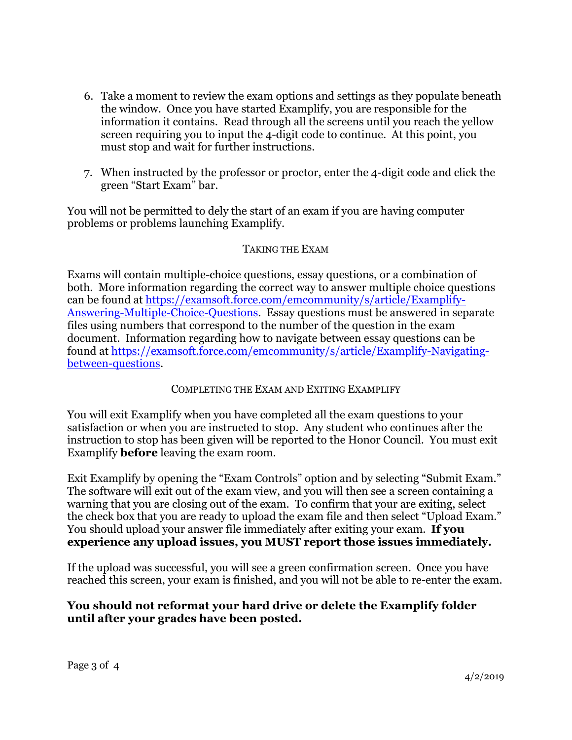6. Take a moment to review the exam options and settings as they populate beneath the window. Once you have started Examplify, you are responsible for the information it contains. Read through all the screens until you reach the yellow screen requiring you to input the 4-digit code to continue. At this point, you must stop and wait for further instructions.

7. When instructed by the professor or proctor, enter the 4-digit code and click the green "Start Exam" bar.

You will not be permitted to dely the start of an exam if you are having computer problems or problems launching Examplify.

## Taking the Exam

Exams will contain multiple-choice questions, essay questions, or a combination of both. More information regarding the correct way to answer multiple choice questions can be found at [https://examsoft.force.com/emcommunity/s/article/Examplify-Answering-Multiple-Choice-Questions](https://examsoft.force.com/emcommunity/s/article/Examplify-Answering-Multiple-Choice-Questions). Essay questions must be answered in separate files using numbers that correspond to the number of the question in the exam document. Information regarding how to navigate between essay questions can be found at [https://examsoft.force.com/emcommunity/s/article/Examplify-Navigating-between-questions](https://examsoft.force.com/emcommunity/s/article/Examplify-Navigating-between-questions).

## Completing the Exam and Exiting Examplify

You will exit Examplify when you have completed all the exam questions to your satisfaction or when you are instructed to stop. Any student who continues after the instruction to stop has been given will be reported to the Honor Council. You must exit Examplify **before** leaving the exam room.

Exit Examplify by opening the "Exam Controls" option and by selecting "Submit Exam." The software will exit out of the exam view, and you will then see a screen containing a warning that you are closing out of the exam. To confirm that your are exiting, select the check box that you are ready to upload the exam file and then select "Upload Exam." You should upload your answer file immediately after exiting your exam. **If you experience any upload issues, you MUST report those issues immediately.**

If the upload was successful, you will see a green confirmation screen. Once you have reached this screen, your exam is finished, and you will not be able to re-enter the exam.

**You should not reformat your hard drive or delete the Examplify folder until after your grades have been posted.**

4/2/2019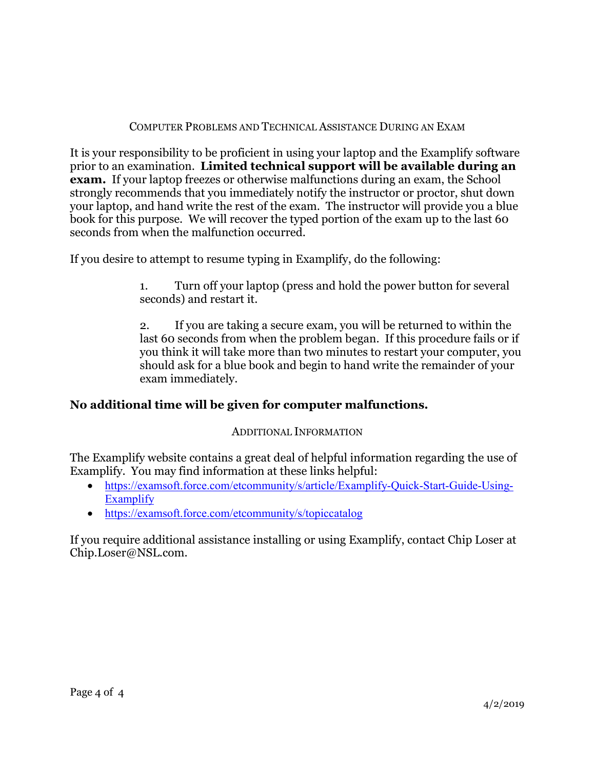## COMPUTER PROBLEMS AND TECHNICAL ASSISTANCE DURING AN EXAM

It is your responsibility to be proficient in using your laptop and the Examplify software prior to an examination. **Limited technical support will be available during an exam.** If your laptop freezes or otherwise malfunctions during an exam, the School strongly recommends that you immediately notify the instructor or proctor, shut down your laptop, and hand write the rest of the exam. The instructor will provide you a blue book for this purpose. We will recover the typed portion of the exam up to the last 60 seconds from when the malfunction occurred.

If you desire to attempt to resume typing in Examplify, do the following:

1. Turn off your laptop (press and hold the power button for several seconds) and restart it.

2. If you are taking a secure exam, you will be returned to within the last 60 seconds from when the problem began. If this procedure fails or if you think it will take more than two minutes to restart your computer, you should ask for a blue book and begin to hand write the remainder of your exam immediately.

**No additional time will be given for computer malfunctions.**

## ADDITIONAL INFORMATION

The Examplify website contains a great deal of helpful information regarding the use of Examplify. You may find information at these links helpful:

- https://examsoft.force.com/etcommunity/s/article/Examplify-Quick-Start-Guide-Using-Examplify
- https://examsoft.force.com/etcommunity/s/topiccatalog

If you require additional assistance installing or using Examplify, contact Chip Loser at Chip.Loser@NSL.com.

4/2/2019